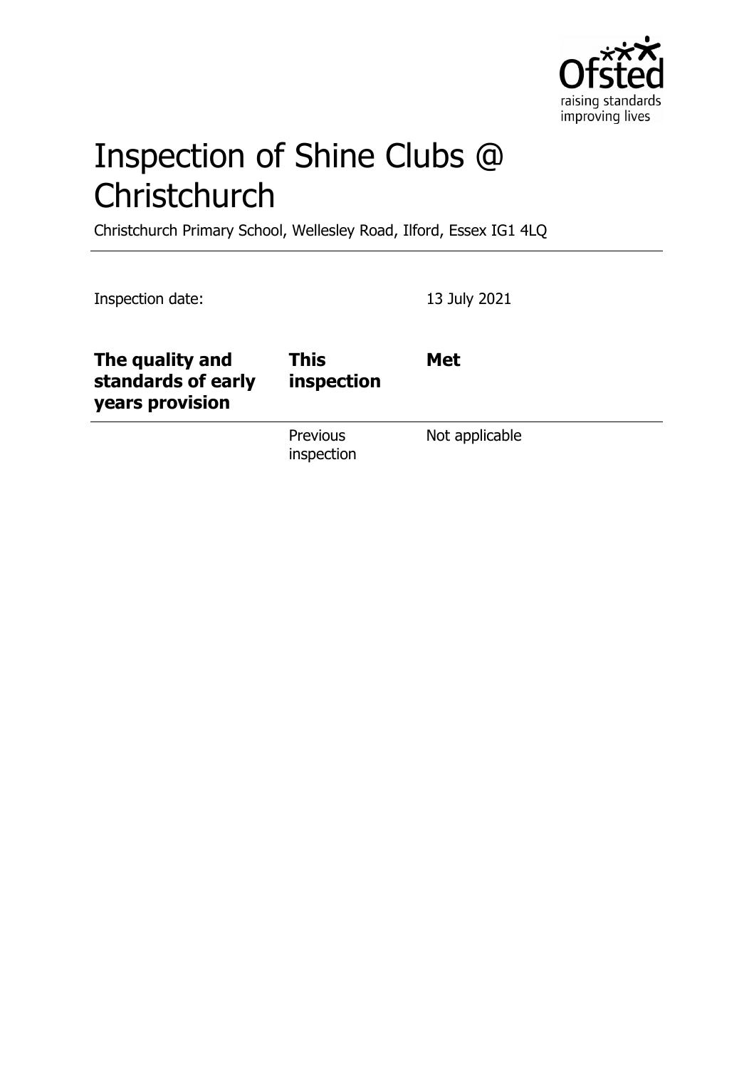# Inspection of Shine Clubs @ Christchurch

Christchurch Primary School, Wellesley Road, Ilford, Essex IG1 4LQ

Inspection date: 13 July 2021

| The quality and standards of early years provision | This inspection | Met |
| --- | --- | --- |
| | Previous inspection | Not applicable |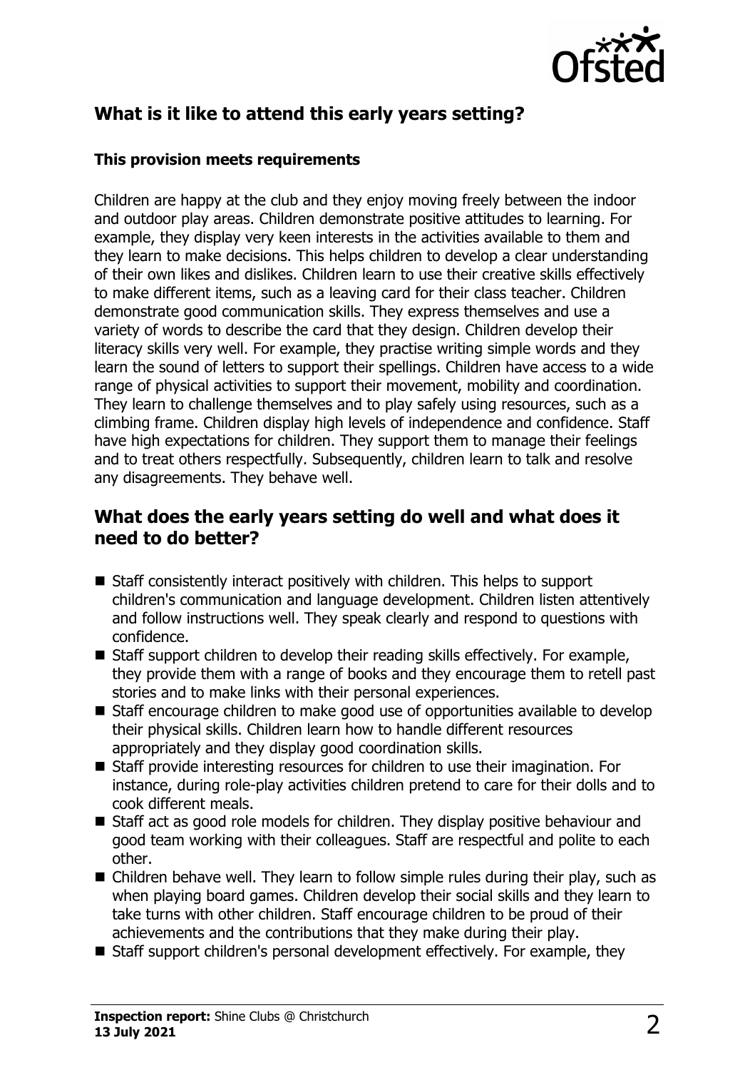## What is it like to attend this early years setting?

### This provision meets requirements

Children are happy at the club and they enjoy moving freely between the indoor and outdoor play areas. Children demonstrate positive attitudes to learning. For example, they display very keen interests in the activities available to them and they learn to make decisions. This helps children to develop a clear understanding of their own likes and dislikes. Children learn to use their creative skills effectively to make different items, such as a leaving card for their class teacher. Children demonstrate good communication skills. They express themselves and use a variety of words to describe the card that they design. Children develop their literacy skills very well. For example, they practise writing simple words and they learn the sound of letters to support their spellings. Children have access to a wide range of physical activities to support their movement, mobility and coordination. They learn to challenge themselves and to play safely using resources, such as a climbing frame. Children display high levels of independence and confidence. Staff have high expectations for children. They support them to manage their feelings and to treat others respectfully. Subsequently, children learn to talk and resolve any disagreements. They behave well.

## What does the early years setting do well and what does it need to do better?

- Staff consistently interact positively with children. This helps to support children's communication and language development. Children listen attentively and follow instructions well. They speak clearly and respond to questions with confidence.
- Staff support children to develop their reading skills effectively. For example, they provide them with a range of books and they encourage them to retell past stories and to make links with their personal experiences.
- Staff encourage children to make good use of opportunities available to develop their physical skills. Children learn how to handle different resources appropriately and they display good coordination skills.
- Staff provide interesting resources for children to use their imagination. For instance, during role-play activities children pretend to care for their dolls and to cook different meals.
- Staff act as good role models for children. They display positive behaviour and good team working with their colleagues. Staff are respectful and polite to each other.
- Children behave well. They learn to follow simple rules during their play, such as when playing board games. Children develop their social skills and they learn to take turns with other children. Staff encourage children to be proud of their achievements and the contributions that they make during their play.
- Staff support children's personal development effectively. For example, they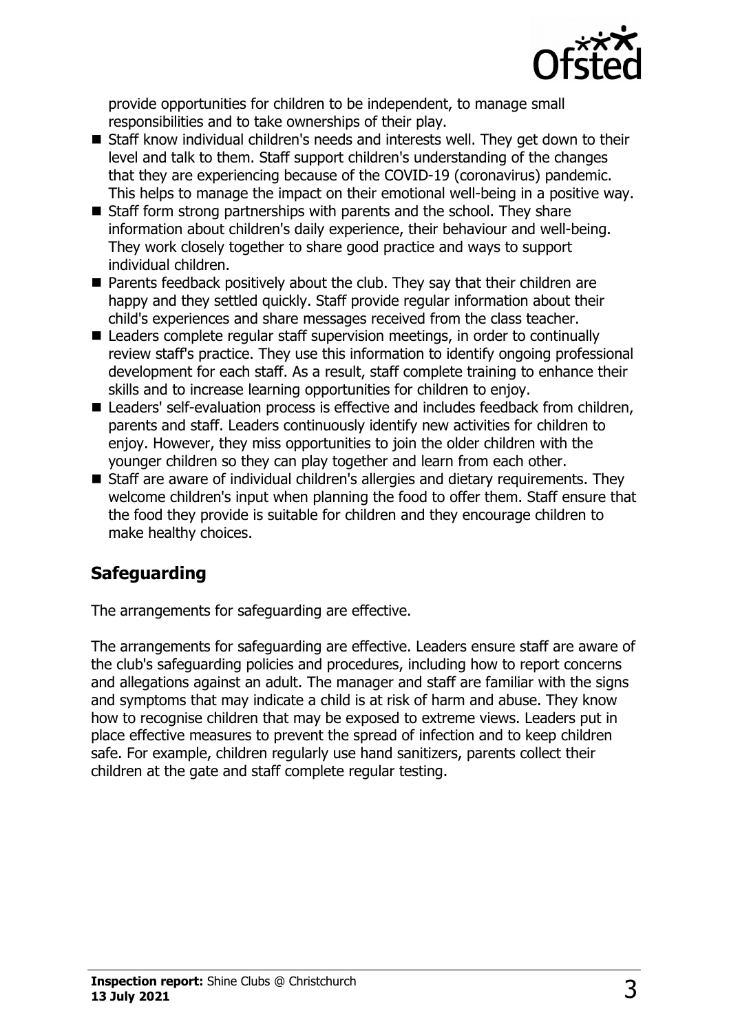provide opportunities for children to be independent, to manage small responsibilities and to take ownerships of their play.

- Staff know individual children's needs and interests well. They get down to their level and talk to them. Staff support children's understanding of the changes that they are experiencing because of the COVID-19 (coronavirus) pandemic. This helps to manage the impact on their emotional well-being in a positive way.
- Staff form strong partnerships with parents and the school. They share information about children's daily experience, their behaviour and well-being. They work closely together to share good practice and ways to support individual children.
- Parents feedback positively about the club. They say that their children are happy and they settled quickly. Staff provide regular information about their child's experiences and share messages received from the class teacher.
- Leaders complete regular staff supervision meetings, in order to continually review staff's practice. They use this information to identify ongoing professional development for each staff. As a result, staff complete training to enhance their skills and to increase learning opportunities for children to enjoy.
- Leaders' self-evaluation process is effective and includes feedback from children, parents and staff. Leaders continuously identify new activities for children to enjoy. However, they miss opportunities to join the older children with the younger children so they can play together and learn from each other.
- Staff are aware of individual children's allergies and dietary requirements. They welcome children's input when planning the food to offer them. Staff ensure that the food they provide is suitable for children and they encourage children to make healthy choices.

## Safeguarding

The arrangements for safeguarding are effective.

The arrangements for safeguarding are effective. Leaders ensure staff are aware of the club's safeguarding policies and procedures, including how to report concerns and allegations against an adult. The manager and staff are familiar with the signs and symptoms that may indicate a child is at risk of harm and abuse. They know how to recognise children that may be exposed to extreme views. Leaders put in place effective measures to prevent the spread of infection and to keep children safe. For example, children regularly use hand sanitizers, parents collect their children at the gate and staff complete regular testing.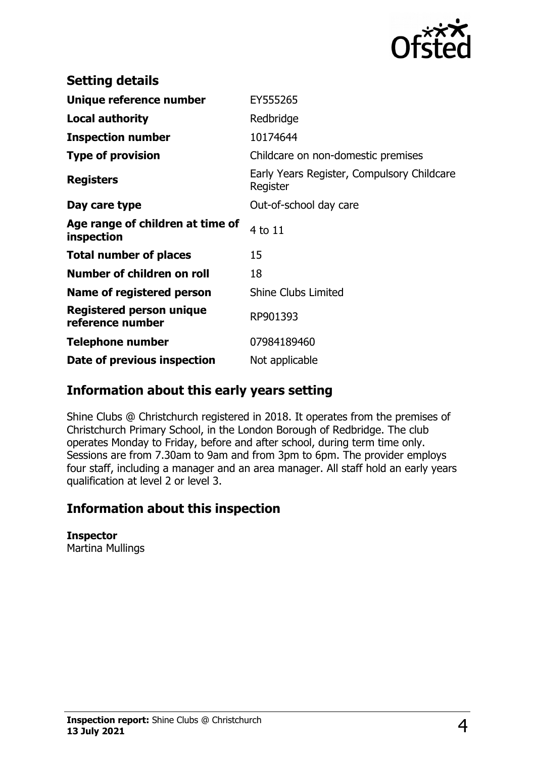## Setting details

| | |
|---|---|
| **Unique reference number** | EY555265 |
| **Local authority** | Redbridge |
| **Inspection number** | 10174644 |
| **Type of provision** | Childcare on non-domestic premises |
| **Registers** | Early Years Register, Compulsory Childcare Register |
| **Day care type** | Out-of-school day care |
| **Age range of children at time of inspection** | 4 to 11 |
| **Total number of places** | 15 |
| **Number of children on roll** | 18 |
| **Name of registered person** | Shine Clubs Limited |
| **Registered person unique reference number** | RP901393 |
| **Telephone number** | 07984189460 |
| **Date of previous inspection** | Not applicable |

## Information about this early years setting

Shine Clubs @ Christchurch registered in 2018. It operates from the premises of Christchurch Primary School, in the London Borough of Redbridge. The club operates Monday to Friday, before and after school, during term time only. Sessions are from 7.30am to 9am and from 3pm to 6pm. The provider employs four staff, including a manager and an area manager. All staff hold an early years qualification at level 2 or level 3.

## Information about this inspection

**Inspector**
Martina Mullings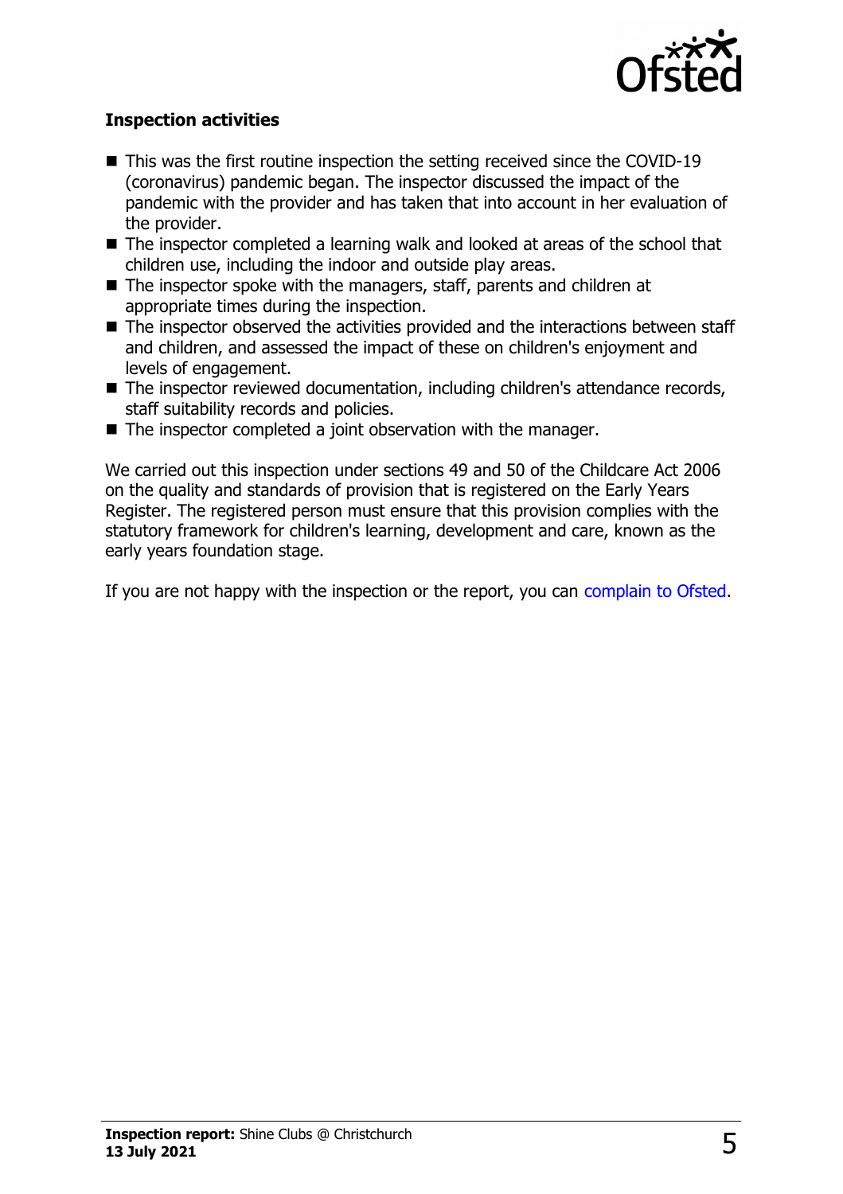### Inspection activities

- This was the first routine inspection the setting received since the COVID-19 (coronavirus) pandemic began. The inspector discussed the impact of the pandemic with the provider and has taken that into account in her evaluation of the provider.
- The inspector completed a learning walk and looked at areas of the school that children use, including the indoor and outside play areas.
- The inspector spoke with the managers, staff, parents and children at appropriate times during the inspection.
- The inspector observed the activities provided and the interactions between staff and children, and assessed the impact of these on children's enjoyment and levels of engagement.
- The inspector reviewed documentation, including children's attendance records, staff suitability records and policies.
- The inspector completed a joint observation with the manager.

We carried out this inspection under sections 49 and 50 of the Childcare Act 2006 on the quality and standards of provision that is registered on the Early Years Register. The registered person must ensure that this provision complies with the statutory framework for children's learning, development and care, known as the early years foundation stage.

If you are not happy with the inspection or the report, you can complain to Ofsted.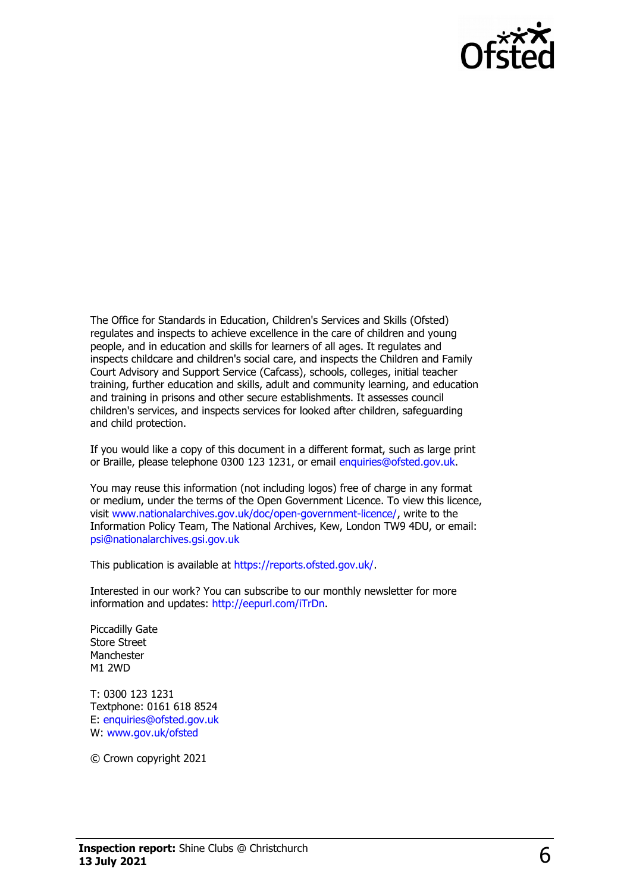The Office for Standards in Education, Children's Services and Skills (Ofsted) regulates and inspects to achieve excellence in the care of children and young people, and in education and skills for learners of all ages. It regulates and inspects childcare and children's social care, and inspects the Children and Family Court Advisory and Support Service (Cafcass), schools, colleges, initial teacher training, further education and skills, adult and community learning, and education and training in prisons and other secure establishments. It assesses council children's services, and inspects services for looked after children, safeguarding and child protection.

If you would like a copy of this document in a different format, such as large print or Braille, please telephone 0300 123 1231, or email enquiries@ofsted.gov.uk.

You may reuse this information (not including logos) free of charge in any format or medium, under the terms of the Open Government Licence. To view this licence, visit www.nationalarchives.gov.uk/doc/open-government-licence/, write to the Information Policy Team, The National Archives, Kew, London TW9 4DU, or email: psi@nationalarchives.gsi.gov.uk

This publication is available at https://reports.ofsted.gov.uk/.

Interested in our work? You can subscribe to our monthly newsletter for more information and updates: http://eepurl.com/iTrDn.

Piccadilly Gate
Store Street
Manchester
M1 2WD

T: 0300 123 1231
Textphone: 0161 618 8524
E: enquiries@ofsted.gov.uk
W: www.gov.uk/ofsted

© Crown copyright 2021